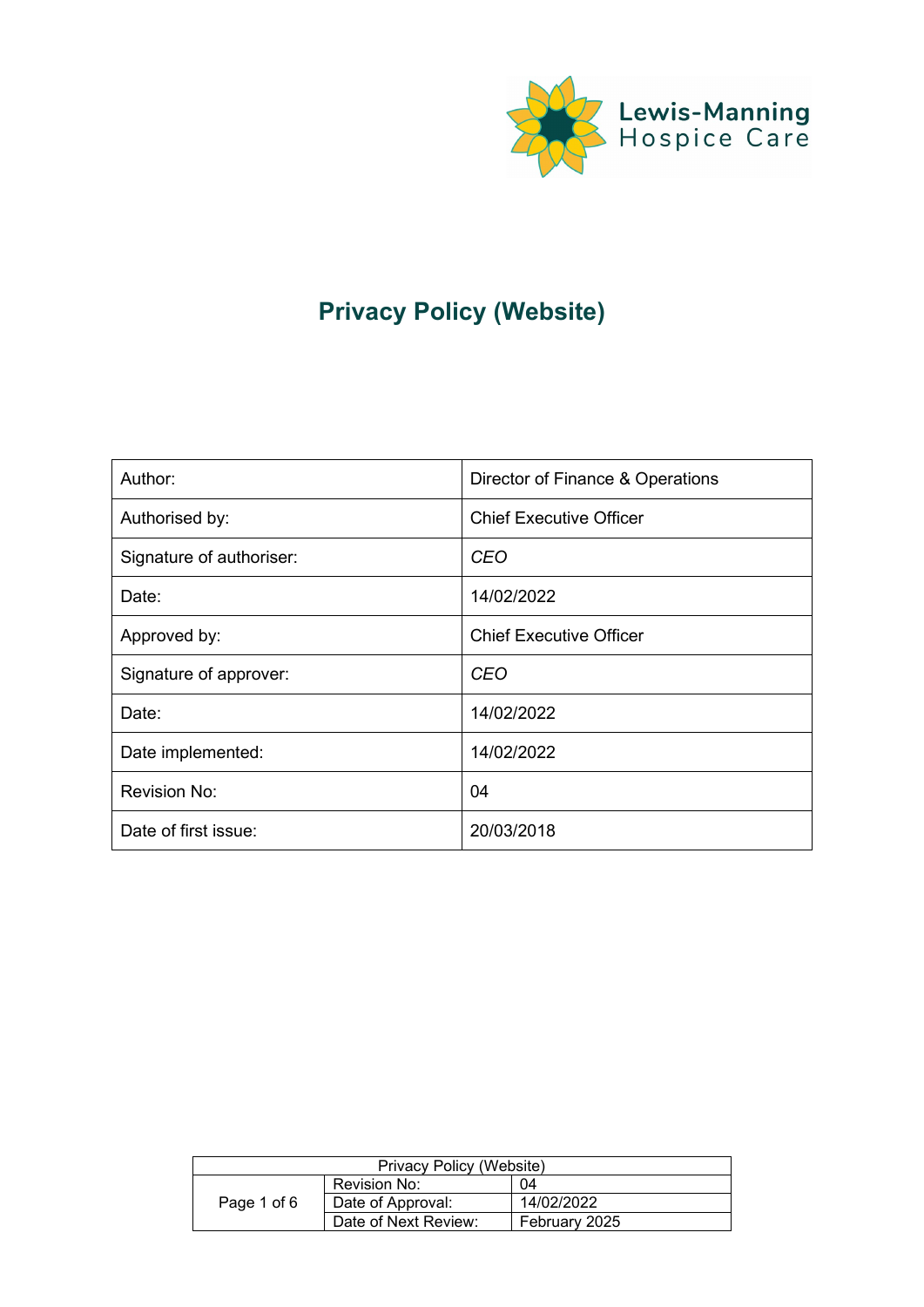# Privacy Policy (Website)

| Author: | Director of Finance & Operations |
|---|---|
| Authorised by: | Chief Executive Officer |
| Signature of authoriser: | *CEO* |
| Date: | 14/02/2022 |
| Approved by: | Chief Executive Officer |
| Signature of approver: | *CEO* |
| Date: | 14/02/2022 |
| Date implemented: | 14/02/2022 |
| Revision No: | 04 |
| Date of first issue: | 20/03/2018 |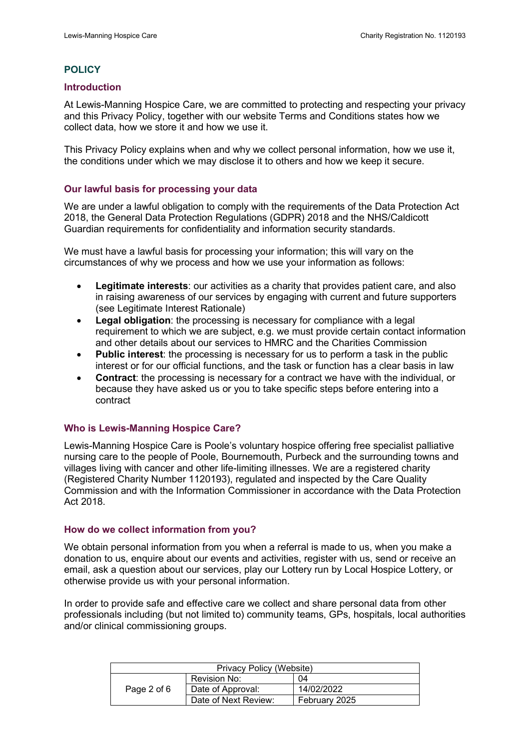# POLICY

## Introduction

At Lewis-Manning Hospice Care, we are committed to protecting and respecting your privacy and this Privacy Policy, together with our website Terms and Conditions states how we collect data, how we store it and how we use it.

This Privacy Policy explains when and why we collect personal information, how we use it, the conditions under which we may disclose it to others and how we keep it secure.

## Our lawful basis for processing your data

We are under a lawful obligation to comply with the requirements of the Data Protection Act 2018, the General Data Protection Regulations (GDPR) 2018 and the NHS/Caldicott Guardian requirements for confidentiality and information security standards.

We must have a lawful basis for processing your information; this will vary on the circumstances of why we process and how we use your information as follows:

- **Legitimate interests**: our activities as a charity that provides patient care, and also in raising awareness of our services by engaging with current and future supporters (see Legitimate Interest Rationale)
- **Legal obligation**: the processing is necessary for compliance with a legal requirement to which we are subject, e.g. we must provide certain contact information and other details about our services to HMRC and the Charities Commission
- **Public interest**: the processing is necessary for us to perform a task in the public interest or for our official functions, and the task or function has a clear basis in law
- **Contract**: the processing is necessary for a contract we have with the individual, or because they have asked us or you to take specific steps before entering into a contract

## Who is Lewis-Manning Hospice Care?

Lewis-Manning Hospice Care is Poole's voluntary hospice offering free specialist palliative nursing care to the people of Poole, Bournemouth, Purbeck and the surrounding towns and villages living with cancer and other life-limiting illnesses. We are a registered charity (Registered Charity Number 1120193), regulated and inspected by the Care Quality Commission and with the Information Commissioner in accordance with the Data Protection Act 2018.

## How do we collect information from you?

We obtain personal information from you when a referral is made to us, when you make a donation to us, enquire about our events and activities, register with us, send or receive an email, ask a question about our services, play our Lottery run by Local Hospice Lottery, or otherwise provide us with your personal information.

In order to provide safe and effective care we collect and share personal data from other professionals including (but not limited to) community teams, GPs, hospitals, local authorities and/or clinical commissioning groups.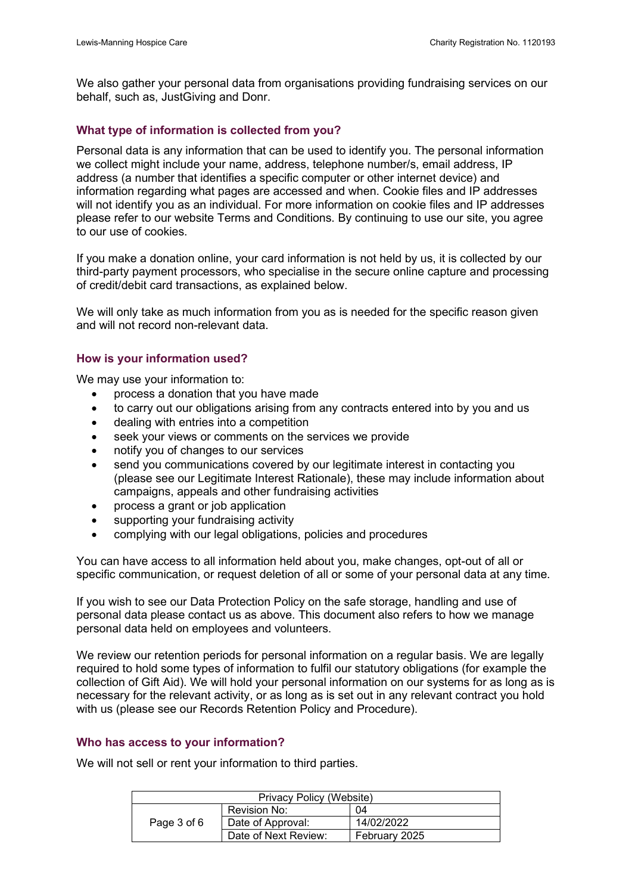We also gather your personal data from organisations providing fundraising services on our behalf, such as, JustGiving and Donr.

### What type of information is collected from you?

Personal data is any information that can be used to identify you. The personal information we collect might include your name, address, telephone number/s, email address, IP address (a number that identifies a specific computer or other internet device) and information regarding what pages are accessed and when. Cookie files and IP addresses will not identify you as an individual. For more information on cookie files and IP addresses please refer to our website Terms and Conditions. By continuing to use our site, you agree to our use of cookies.

If you make a donation online, your card information is not held by us, it is collected by our third-party payment processors, who specialise in the secure online capture and processing of credit/debit card transactions, as explained below.

We will only take as much information from you as is needed for the specific reason given and will not record non-relevant data.

### How is your information used?

We may use your information to:

- process a donation that you have made
- to carry out our obligations arising from any contracts entered into by you and us
- dealing with entries into a competition
- seek your views or comments on the services we provide
- notify you of changes to our services
- send you communications covered by our legitimate interest in contacting you (please see our Legitimate Interest Rationale), these may include information about campaigns, appeals and other fundraising activities
- process a grant or job application
- supporting your fundraising activity
- complying with our legal obligations, policies and procedures

You can have access to all information held about you, make changes, opt-out of all or specific communication, or request deletion of all or some of your personal data at any time.

If you wish to see our Data Protection Policy on the safe storage, handling and use of personal data please contact us as above. This document also refers to how we manage personal data held on employees and volunteers.

We review our retention periods for personal information on a regular basis. We are legally required to hold some types of information to fulfil our statutory obligations (for example the collection of Gift Aid). We will hold your personal information on our systems for as long as is necessary for the relevant activity, or as long as is set out in any relevant contract you hold with us (please see our Records Retention Policy and Procedure).

### Who has access to your information?

We will not sell or rent your information to third parties.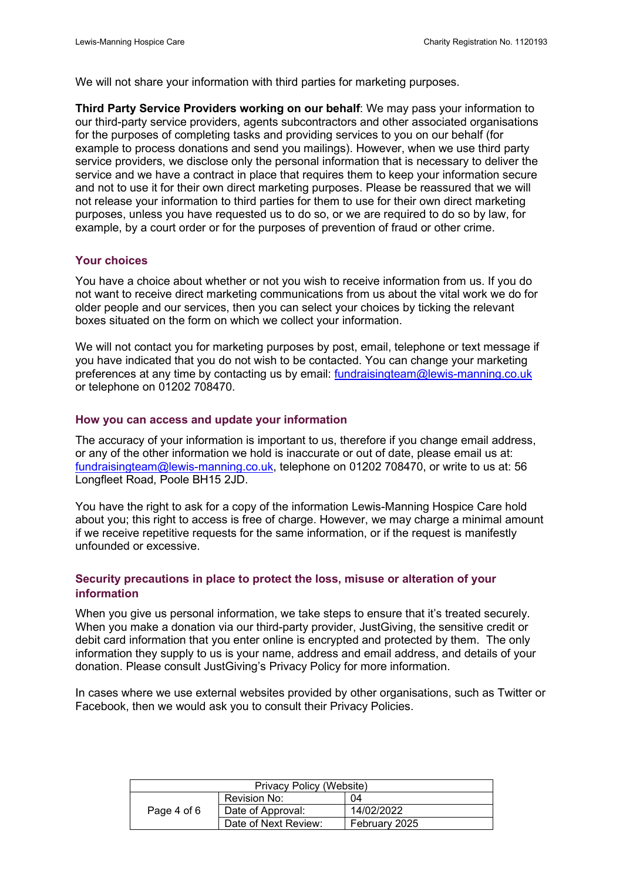We will not share your information with third parties for marketing purposes.

**Third Party Service Providers working on our behalf**: We may pass your information to our third-party service providers, agents subcontractors and other associated organisations for the purposes of completing tasks and providing services to you on our behalf (for example to process donations and send you mailings). However, when we use third party service providers, we disclose only the personal information that is necessary to deliver the service and we have a contract in place that requires them to keep your information secure and not to use it for their own direct marketing purposes. Please be reassured that we will not release your information to third parties for them to use for their own direct marketing purposes, unless you have requested us to do so, or we are required to do so by law, for example, by a court order or for the purposes of prevention of fraud or other crime.

### Your choices

You have a choice about whether or not you wish to receive information from us. If you do not want to receive direct marketing communications from us about the vital work we do for older people and our services, then you can select your choices by ticking the relevant boxes situated on the form on which we collect your information.

We will not contact you for marketing purposes by post, email, telephone or text message if you have indicated that you do not wish to be contacted. You can change your marketing preferences at any time by contacting us by email: fundraisingteam@lewis-manning.co.uk or telephone on 01202 708470.

### How you can access and update your information

The accuracy of your information is important to us, therefore if you change email address, or any of the other information we hold is inaccurate or out of date, please email us at: fundraisingteam@lewis-manning.co.uk, telephone on 01202 708470, or write to us at: 56 Longfleet Road, Poole BH15 2JD.

You have the right to ask for a copy of the information Lewis-Manning Hospice Care hold about you; this right to access is free of charge. However, we may charge a minimal amount if we receive repetitive requests for the same information, or if the request is manifestly unfounded or excessive.

### Security precautions in place to protect the loss, misuse or alteration of your information

When you give us personal information, we take steps to ensure that it's treated securely. When you make a donation via our third-party provider, JustGiving, the sensitive credit or debit card information that you enter online is encrypted and protected by them. The only information they supply to us is your name, address and email address, and details of your donation. Please consult JustGiving's Privacy Policy for more information.

In cases where we use external websites provided by other organisations, such as Twitter or Facebook, then we would ask you to consult their Privacy Policies.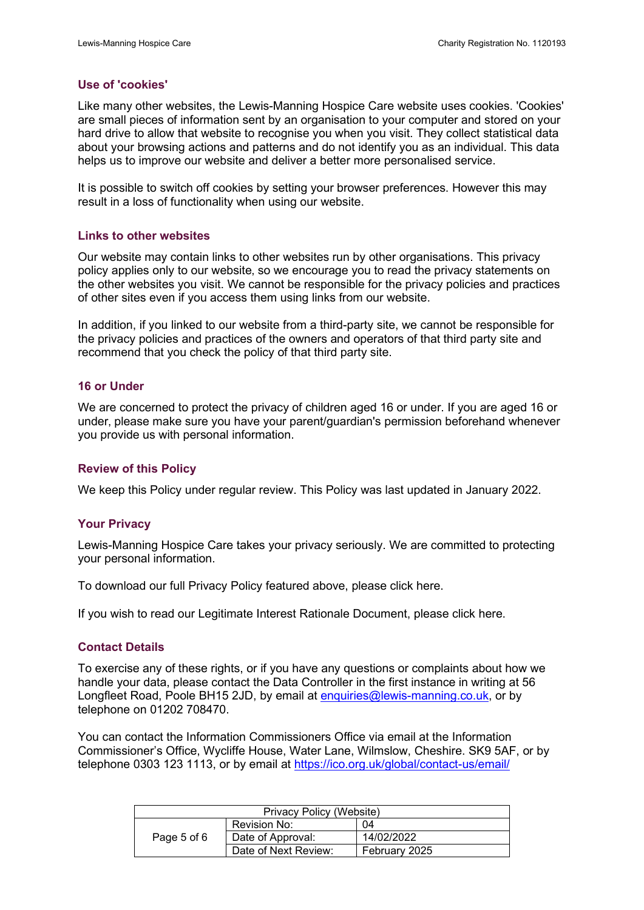### Use of 'cookies'

Like many other websites, the Lewis-Manning Hospice Care website uses cookies. 'Cookies' are small pieces of information sent by an organisation to your computer and stored on your hard drive to allow that website to recognise you when you visit. They collect statistical data about your browsing actions and patterns and do not identify you as an individual. This data helps us to improve our website and deliver a better more personalised service.

It is possible to switch off cookies by setting your browser preferences. However this may result in a loss of functionality when using our website.

### Links to other websites

Our website may contain links to other websites run by other organisations. This privacy policy applies only to our website, so we encourage you to read the privacy statements on the other websites you visit. We cannot be responsible for the privacy policies and practices of other sites even if you access them using links from our website.

In addition, if you linked to our website from a third-party site, we cannot be responsible for the privacy policies and practices of the owners and operators of that third party site and recommend that you check the policy of that third party site.

### 16 or Under

We are concerned to protect the privacy of children aged 16 or under. If you are aged 16 or under, please make sure you have your parent/guardian's permission beforehand whenever you provide us with personal information.

### Review of this Policy

We keep this Policy under regular review. This Policy was last updated in January 2022.

### Your Privacy

Lewis-Manning Hospice Care takes your privacy seriously. We are committed to protecting your personal information.

To download our full Privacy Policy featured above, please click here.

If you wish to read our Legitimate Interest Rationale Document, please click here.

### Contact Details

To exercise any of these rights, or if you have any questions or complaints about how we handle your data, please contact the Data Controller in the first instance in writing at 56 Longfleet Road, Poole BH15 2JD, by email at enquiries@lewis-manning.co.uk, or by telephone on 01202 708470.

You can contact the Information Commissioners Office via email at the Information Commissioner's Office, Wycliffe House, Water Lane, Wilmslow, Cheshire. SK9 5AF, or by telephone 0303 123 1113, or by email at https://ico.org.uk/global/contact-us/email/

| Privacy Policy (Website) | | |
|---|---|---|
| Page 5 of 6 | Revision No: | 04 |
| | Date of Approval: | 14/02/2022 |
| | Date of Next Review: | February 2025 |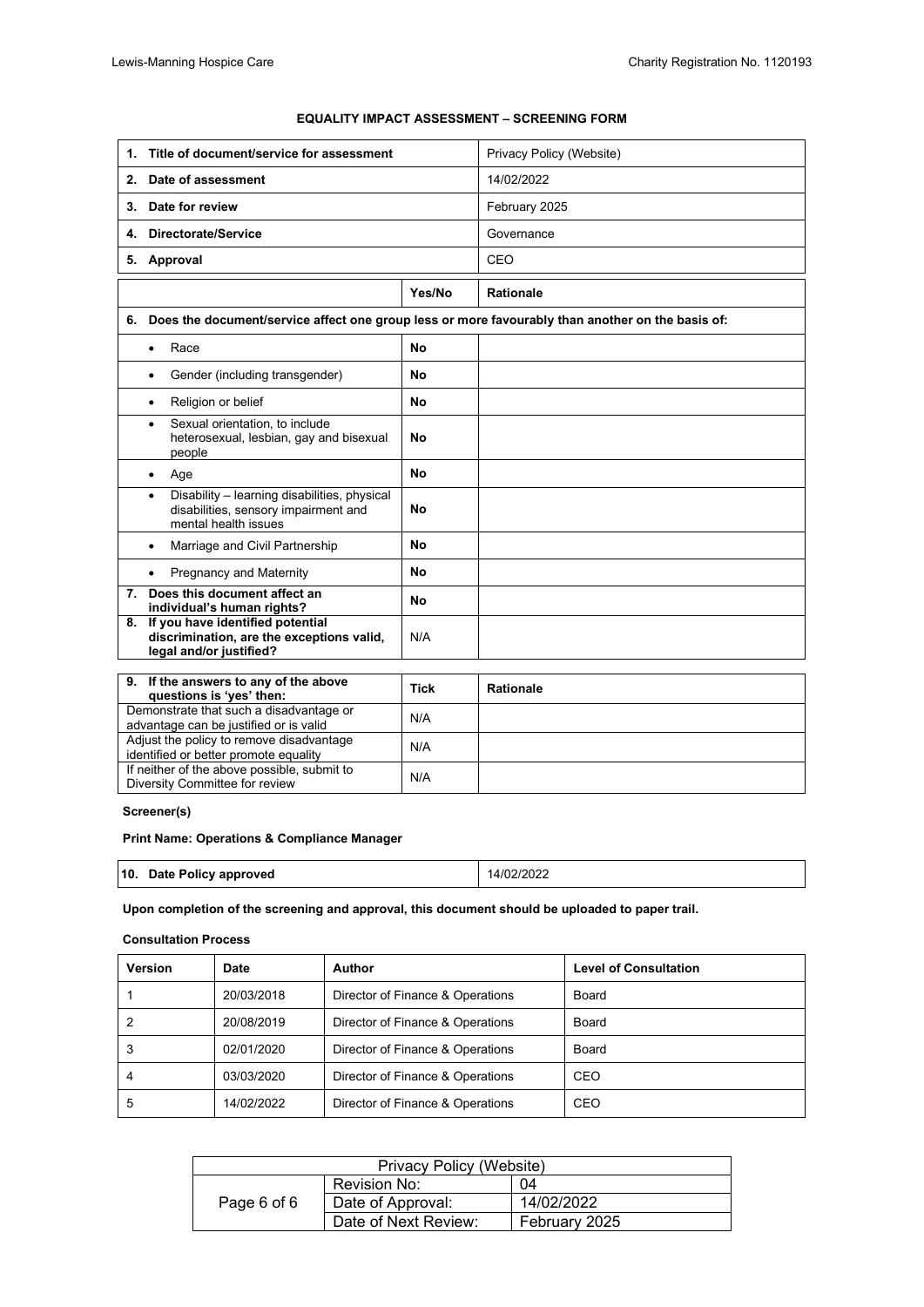**EQUALITY IMPACT ASSESSMENT – SCREENING FORM**

| | |
|---|---|
| **1. Title of document/service for assessment** | Privacy Policy (Website) |
| **2. Date of assessment** | 14/02/2022 |
| **3. Date for review** | February 2025 |
| **4. Directorate/Service** | Governance |
| **5. Approval** | CEO |

| | Yes/No | Rationale |
|---|---|---|
| **6. Does the document/service affect one group less or more favourably than another on the basis of:** | | |
| • Race | **No** | |
| • Gender (including transgender) | **No** | |
| • Religion or belief | **No** | |
| • Sexual orientation, to include heterosexual, lesbian, gay and bisexual people | **No** | |
| • Age | **No** | |
| • Disability – learning disabilities, physical disabilities, sensory impairment and mental health issues | **No** | |
| • Marriage and Civil Partnership | **No** | |
| • Pregnancy and Maternity | **No** | |
| **7. Does this document affect an individual's human rights?** | **No** | |
| **8. If you have identified potential discrimination, are the exceptions valid, legal and/or justified?** | N/A | |

| 9. If the answers to any of the above questions is 'yes' then: | Tick | Rationale |
|---|---|---|
| Demonstrate that such a disadvantage or advantage can be justified or is valid | N/A | |
| Adjust the policy to remove disadvantage identified or better promote equality | N/A | |
| If neither of the above possible, submit to Diversity Committee for review | N/A | |

**Screener(s)**

**Print Name: Operations & Compliance Manager**

| | |
|---|---|
| **10. Date Policy approved** | 14/02/2022 |

**Upon completion of the screening and approval, this document should be uploaded to paper trail.**

**Consultation Process**

| Version | Date | Author | Level of Consultation |
|---|---|---|---|
| 1 | 20/03/2018 | Director of Finance & Operations | Board |
| 2 | 20/08/2019 | Director of Finance & Operations | Board |
| 3 | 02/01/2020 | Director of Finance & Operations | Board |
| 4 | 03/03/2020 | Director of Finance & Operations | CEO |
| 5 | 14/02/2022 | Director of Finance & Operations | CEO |